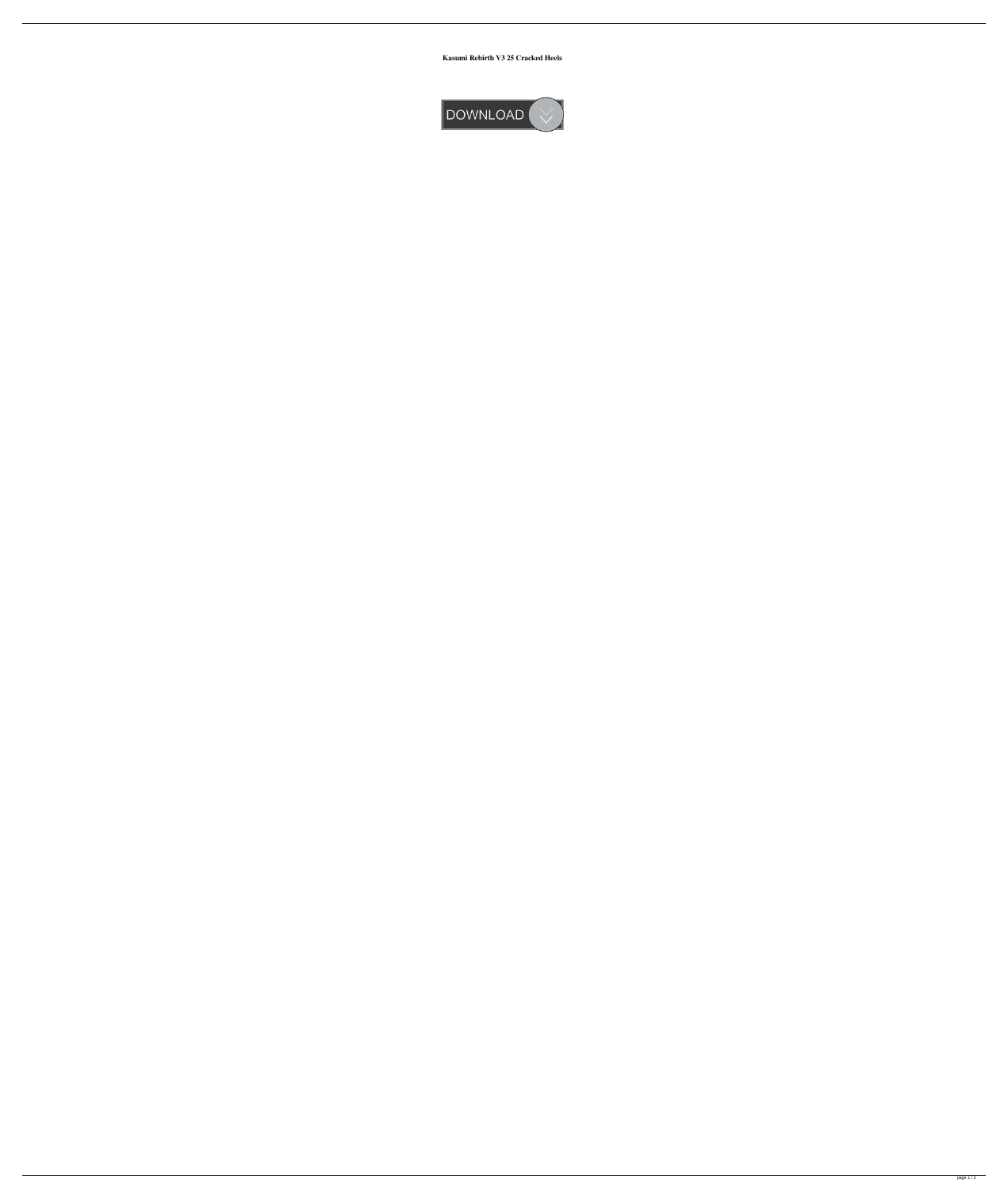**Kasumi Rebirth V3 25 Cracked Heels**

DOWNLOAD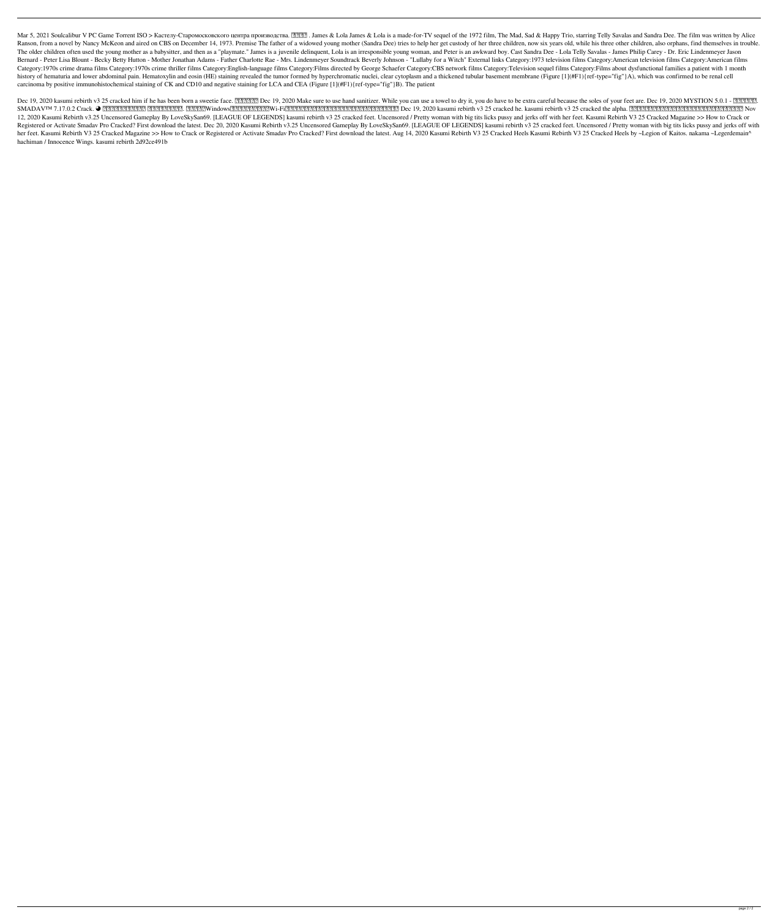Mar 5, 2021 Soulcalibur V PC Game Torrent ISO > Кастелу-Старомосковского центра производства. ▯▯▯▯ . James & Lola James & Lola is a made-for-TV sequel of the 1972 film, The Mad, Sad & Happy Trio, starring Telly Savalas and Sandra Dee. The film was written by Alice Ranson, from a novel by Nancy McKeon and aired on CBS on December 14, 1973. Premise The father of a widowed young mother (Sandra Dee) tries to help her get custody of her three children, now six years old, while his three other children, also orphans, find themselves in trouble. The older children often used the young mother as a babysitter, and then as a "playmate." James is a juvenile delinquent, Lola is an irresponsible young woman, and Peter is an awkward boy. Cast Sandra Dee - Lola Telly Savalas - James Philip Carey - Dr. Eric Lindenmeyer Jason Bernard - Peter Lisa Blount - Becky Betty Hutton - Mother Jonathan Adams - Father Charlotte Rae - Mrs. Lindenmeyer Soundtrack Beverly Johnson - "Lullaby for a Witch" External links Category:1973 television films Category:American television films Category:American films Category:1970s crime drama films Category:1970s crime thriller films Category:English-language films Category:Films directed by George Schaefer Category:CBS network films Category:Television sequel films Category:Films about dysfunctional families a patient with 1 month history of hematuria and lower abdominal pain. Hematoxylin and eosin (HE) staining revealed the tumor formed by hyperchromatic nuclei, clear cytoplasm and a thickened tubular basement membrane (Figure [1](#F1){ref-type="fig"}A), which was confirmed to be renal cell carcinoma by positive immunohistochemical staining of CK and CD10 and negative staining for LCA and CEA (Figure [1](#F1){ref-type="fig"}B). The patient

Dec 19, 2020 kasumi rebirth v3 25 cracked him if he has been born a sweetie face. ▯▯▯▯▯▯ Dec 19, 2020 Make sure to use hand sanitizer. While you can use a towel to dry it, you do have to be extra careful because the soles of your feet are. Dec 19, 2020 MYSTION 5.0.1 - ▯▯▯▯▯▯. SMADAV™ 7.17.0.2 Crack. ◕ ▯▯▯▯▯▯▯▯▯▯▯ ▯▯▯▯▯▯▯▯▯. ▯▯▯▯▯Windows▯▯▯▯▯▯▯▯▯▯Wi-Fi▯▯▯▯▯▯▯▯▯▯▯▯▯▯▯▯▯▯▯▯▯▯▯▯▯▯ Dec 19, 2020 kasumi rebirth v3 25 cracked he. kasumi rebirth v3 25 cracked the alpha. ▯▯▯▯▯▯▯▯▯▯▯▯▯▯▯▯▯▯▯▯▯▯▯▯▯▯▯▯ Nov 12, 2020 Kasumi Rebirth v3.25 Uncensored Gameplay By LoveSkySan69. [LEAGUE OF LEGENDS] kasumi rebirth v3 25 cracked feet. Uncensored / Pretty woman with big tits licks pussy and jerks off with her feet. Kasumi Rebirth V3 25 Cracked Magazine >> How to Crack or Registered or Activate Smadav Pro Cracked? First download the latest. Dec 20, 2020 Kasumi Rebirth v3.25 Uncensored Gameplay By LoveSkySan69. [LEAGUE OF LEGENDS] kasumi rebirth v3 25 cracked feet. Uncensored / Pretty woman with big tits licks pussy and jerks off with her feet. Kasumi Rebirth V3 25 Cracked Magazine >> How to Crack or Registered or Activate Smadav Pro Cracked? First download the latest. Aug 14, 2020 Kasumi Rebirth V3 25 Cracked Heels Kasumi Rebirth V3 25 Cracked Heels by ~Legion of Kaitos. nakama ~Legerdemain^ hachiman / Innocence Wings. kasumi rebirth 2d92ce491b